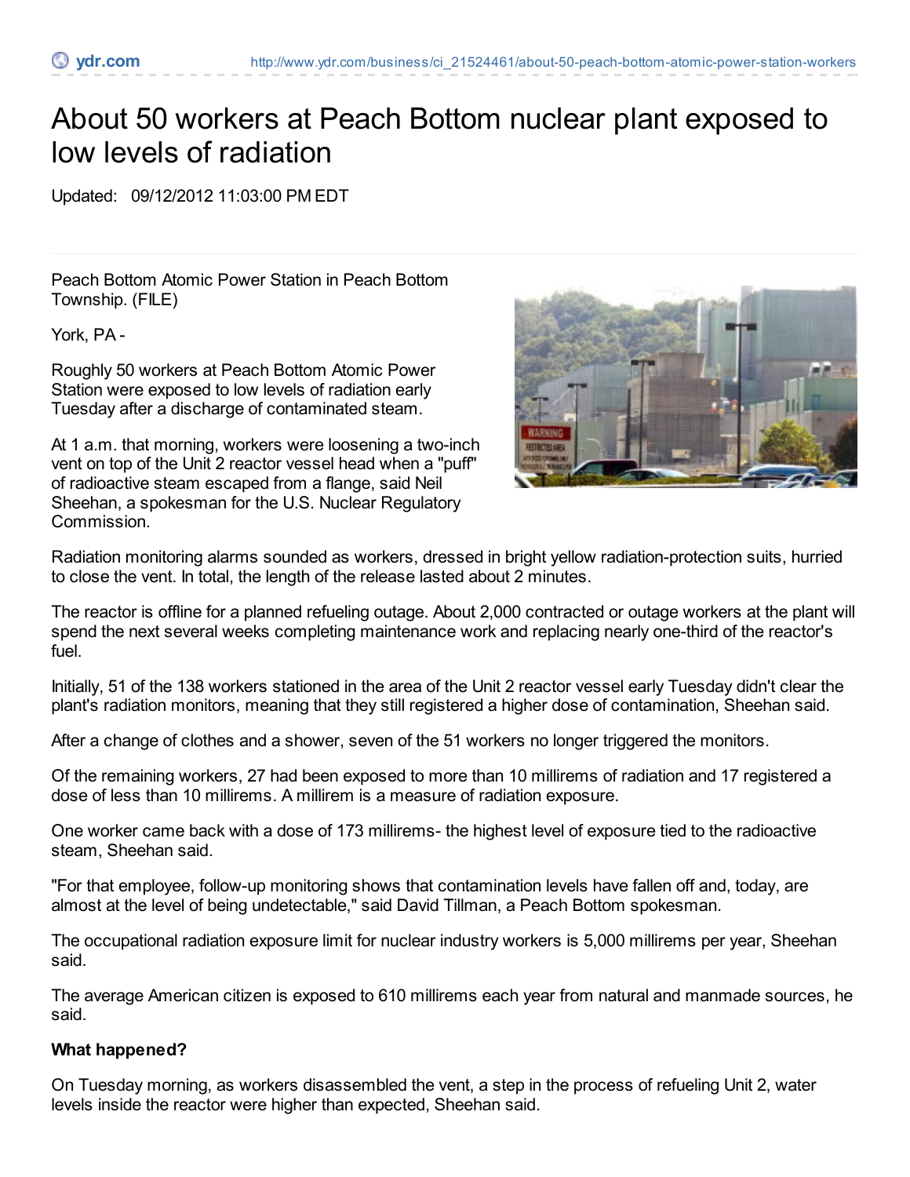# About 50 workers at Peach Bottom nuclear plant exposed to low levels of radiation

Updated: 09/12/2012 11:03:00 PM EDT

Peach Bottom Atomic Power Station in Peach Bottom Township. (FILE)

York, PA -

Roughly 50 workers at Peach Bottom Atomic Power Station were exposed to low levels of radiation early Tuesday after a discharge of contaminated steam.

At 1 a.m. that morning, workers were loosening a two-inch vent on top of the Unit 2 reactor vessel head when a "puff" of radioactive steam escaped from a flange, said Neil Sheehan, a spokesman for the U.S. Nuclear Regulatory Commission.

Radiation monitoring alarms sounded as workers, dressed in bright yellow radiation-protection suits, hurried to close the vent. In total, the length of the release lasted about 2 minutes.

The reactor is offline for a planned refueling outage. About 2,000 contracted or outage workers at the plant will spend the next several weeks completing maintenance work and replacing nearly one-third of the reactor's fuel.

Initially, 51 of the 138 workers stationed in the area of the Unit 2 reactor vessel early Tuesday didn't clear the plant's radiation monitors, meaning that they still registered a higher dose of contamination, Sheehan said.

After a change of clothes and a shower, seven of the 51 workers no longer triggered the monitors.

Of the remaining workers, 27 had been exposed to more than 10 millirems of radiation and 17 registered a dose of less than 10 millirems. A millirem is a measure of radiation exposure.

One worker came back with a dose of 173 millirems- the highest level of exposure tied to the radioactive steam, Sheehan said.

"For that employee, follow-up monitoring shows that contamination levels have fallen off and, today, are almost at the level of being undetectable," said David Tillman, a Peach Bottom spokesman.

The occupational radiation exposure limit for nuclear industry workers is 5,000 millirems per year, Sheehan said.

The average American citizen is exposed to 610 millirems each year from natural and manmade sources, he said.

**What happened?**

On Tuesday morning, as workers disassembled the vent, a step in the process of refueling Unit 2, water levels inside the reactor were higher than expected, Sheehan said.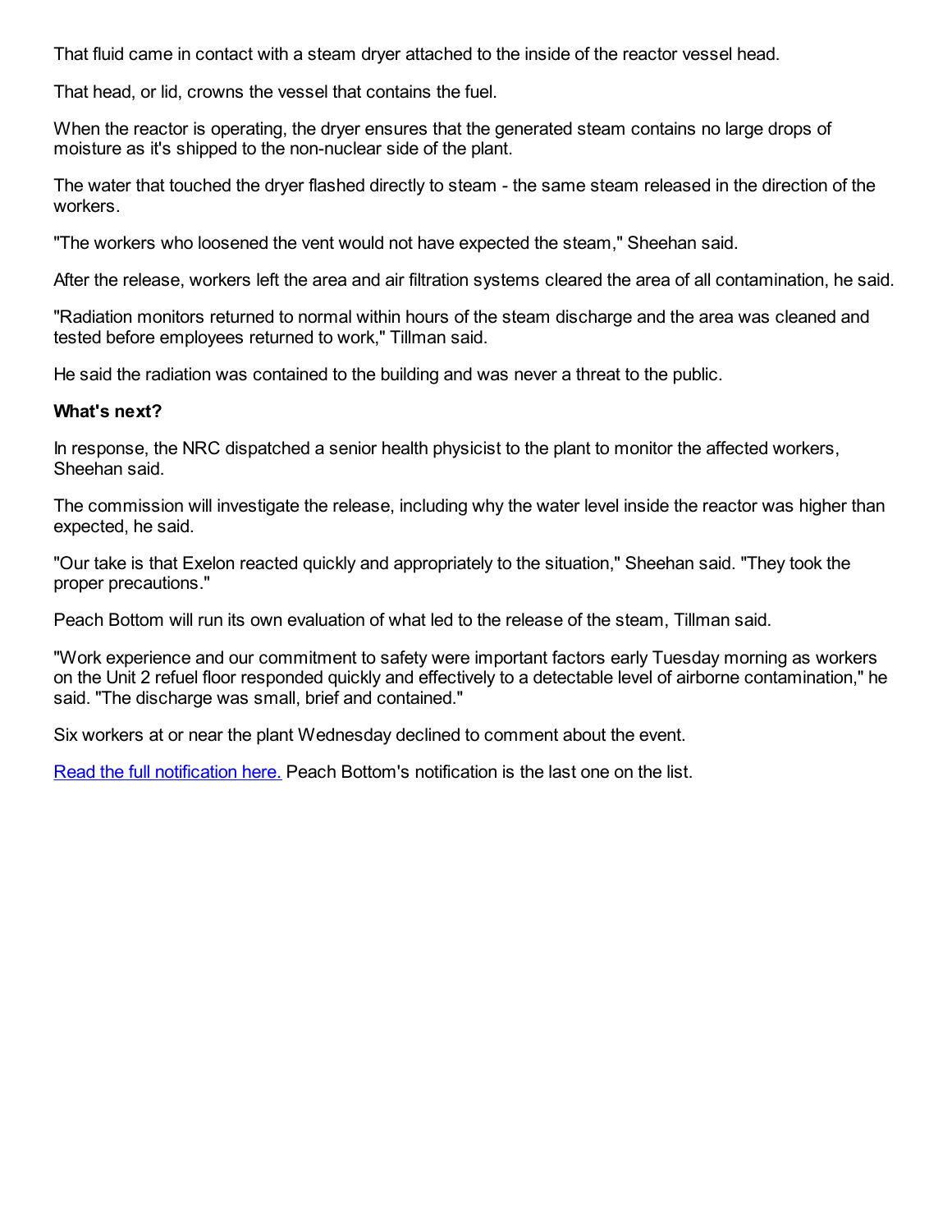That fluid came in contact with a steam dryer attached to the inside of the reactor vessel head.

That head, or lid, crowns the vessel that contains the fuel.

When the reactor is operating, the dryer ensures that the generated steam contains no large drops of moisture as it's shipped to the non-nuclear side of the plant.

The water that touched the dryer flashed directly to steam - the same steam released in the direction of the workers.

"The workers who loosened the vent would not have expected the steam," Sheehan said.

After the release, workers left the area and air filtration systems cleared the area of all contamination, he said.

"Radiation monitors returned to normal within hours of the steam discharge and the area was cleaned and tested before employees returned to work," Tillman said.

He said the radiation was contained to the building and was never a threat to the public.

**What's next?**

In response, the NRC dispatched a senior health physicist to the plant to monitor the affected workers, Sheehan said.

The commission will investigate the release, including why the water level inside the reactor was higher than expected, he said.

"Our take is that Exelon reacted quickly and appropriately to the situation," Sheehan said. "They took the proper precautions."

Peach Bottom will run its own evaluation of what led to the release of the steam, Tillman said.

"Work experience and our commitment to safety were important factors early Tuesday morning as workers on the Unit 2 refuel floor responded quickly and effectively to a detectable level of airborne contamination," he said. "The discharge was small, brief and contained."

Six workers at or near the plant Wednesday declined to comment about the event.

Read the full notification here. Peach Bottom's notification is the last one on the list.